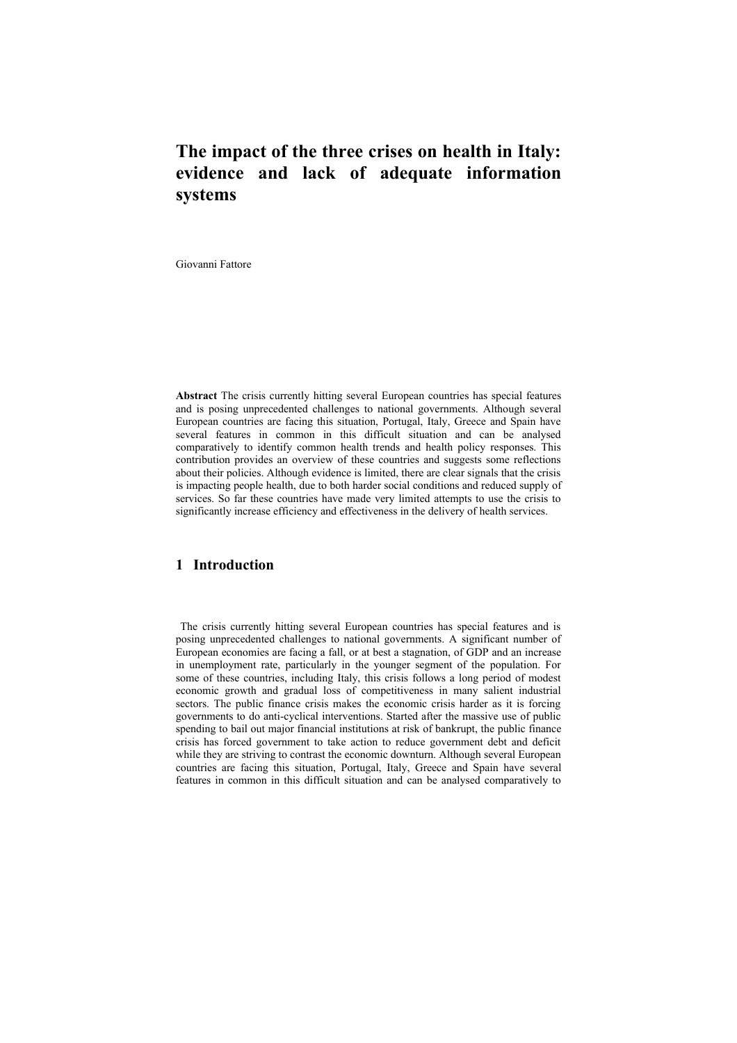# The impact of the three crises on health in Italy: evidence and lack of adequate information systems

Giovanni Fattore

**Abstract** The crisis currently hitting several European countries has special features and is posing unprecedented challenges to national governments. Although several European countries are facing this situation, Portugal, Italy, Greece and Spain have several features in common in this difficult situation and can be analysed comparatively to identify common health trends and health policy responses. This contribution provides an overview of these countries and suggests some reflections about their policies. Although evidence is limited, there are clear signals that the crisis is impacting people health, due to both harder social conditions and reduced supply of services. So far these countries have made very limited attempts to use the crisis to significantly increase efficiency and effectiveness in the delivery of health services.

## 1 Introduction

The crisis currently hitting several European countries has special features and is posing unprecedented challenges to national governments. A significant number of European economies are facing a fall, or at best a stagnation, of GDP and an increase in unemployment rate, particularly in the younger segment of the population. For some of these countries, including Italy, this crisis follows a long period of modest economic growth and gradual loss of competitiveness in many salient industrial sectors. The public finance crisis makes the economic crisis harder as it is forcing governments to do anti-cyclical interventions. Started after the massive use of public spending to bail out major financial institutions at risk of bankrupt, the public finance crisis has forced government to take action to reduce government debt and deficit while they are striving to contrast the economic downturn. Although several European countries are facing this situation, Portugal, Italy, Greece and Spain have several features in common in this difficult situation and can be analysed comparatively to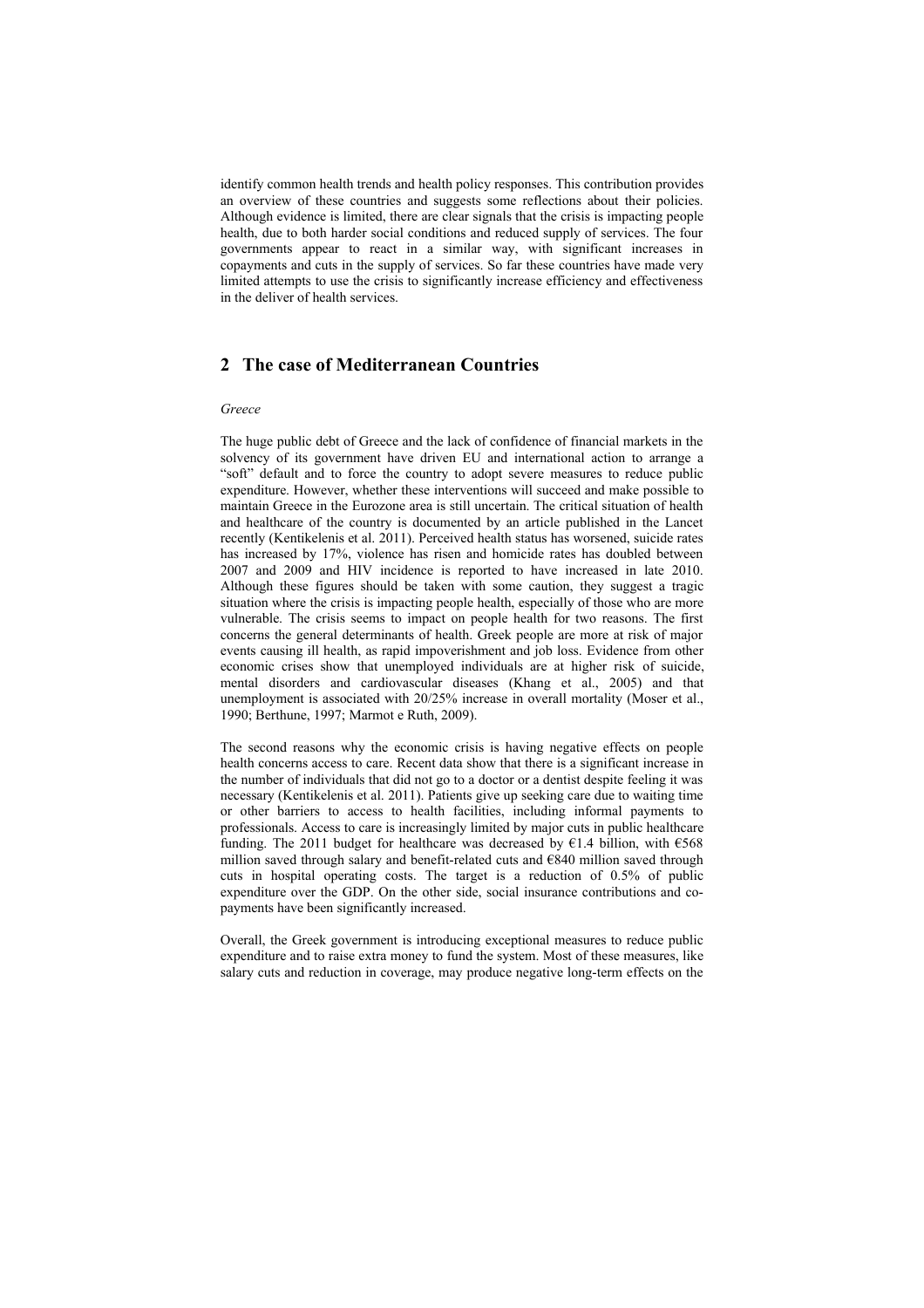identify common health trends and health policy responses. This contribution provides an overview of these countries and suggests some reflections about their policies. Although evidence is limited, there are clear signals that the crisis is impacting people health, due to both harder social conditions and reduced supply of services. The four governments appear to react in a similar way, with significant increases in copayments and cuts in the supply of services. So far these countries have made very limited attempts to use the crisis to significantly increase efficiency and effectiveness in the deliver of health services.

## 2 The case of Mediterranean Countries

*Greece*

The huge public debt of Greece and the lack of confidence of financial markets in the solvency of its government have driven EU and international action to arrange a "soft" default and to force the country to adopt severe measures to reduce public expenditure. However, whether these interventions will succeed and make possible to maintain Greece in the Eurozone area is still uncertain. The critical situation of health and healthcare of the country is documented by an article published in the Lancet recently (Kentikelenis et al. 2011). Perceived health status has worsened, suicide rates has increased by 17%, violence has risen and homicide rates has doubled between 2007 and 2009 and HIV incidence is reported to have increased in late 2010. Although these figures should be taken with some caution, they suggest a tragic situation where the crisis is impacting people health, especially of those who are more vulnerable. The crisis seems to impact on people health for two reasons. The first concerns the general determinants of health. Greek people are more at risk of major events causing ill health, as rapid impoverishment and job loss. Evidence from other economic crises show that unemployed individuals are at higher risk of suicide, mental disorders and cardiovascular diseases (Khang et al., 2005) and that unemployment is associated with 20/25% increase in overall mortality (Moser et al., 1990; Berthune, 1997; Marmot e Ruth, 2009).

The second reasons why the economic crisis is having negative effects on people health concerns access to care. Recent data show that there is a significant increase in the number of individuals that did not go to a doctor or a dentist despite feeling it was necessary (Kentikelenis et al. 2011). Patients give up seeking care due to waiting time or other barriers to access to health facilities, including informal payments to professionals. Access to care is increasingly limited by major cuts in public healthcare funding. The 2011 budget for healthcare was decreased by €1.4 billion, with €568 million saved through salary and benefit-related cuts and €840 million saved through cuts in hospital operating costs. The target is a reduction of 0.5% of public expenditure over the GDP. On the other side, social insurance contributions and co-payments have been significantly increased.

Overall, the Greek government is introducing exceptional measures to reduce public expenditure and to raise extra money to fund the system. Most of these measures, like salary cuts and reduction in coverage, may produce negative long-term effects on the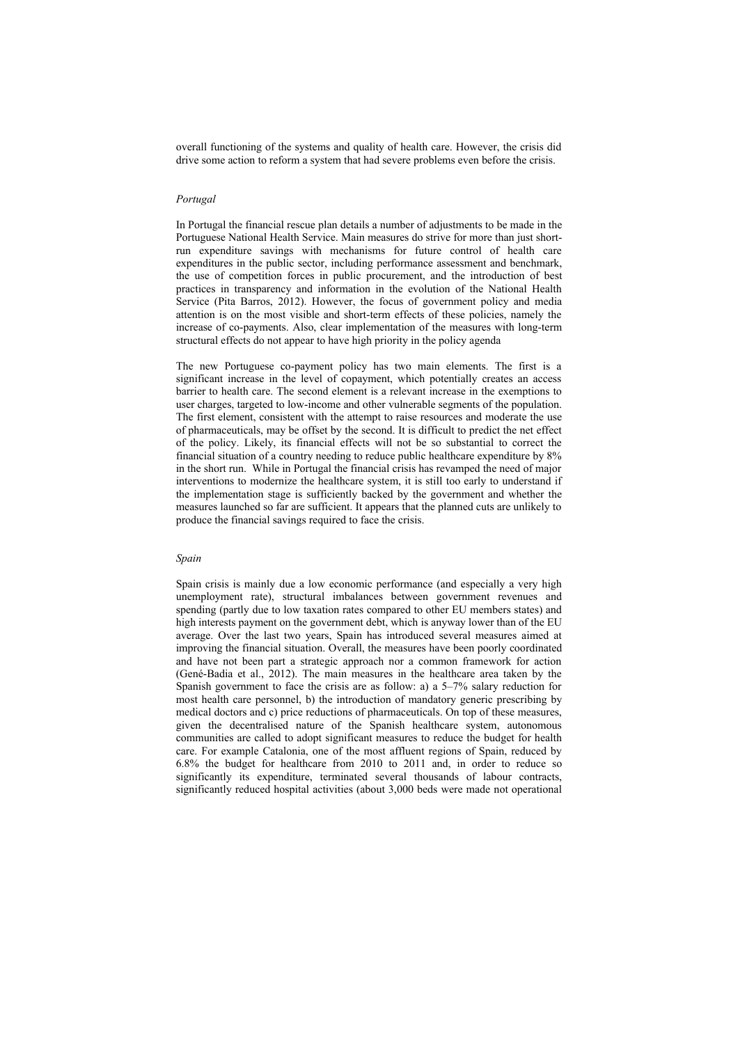overall functioning of the systems and quality of health care. However, the crisis did drive some action to reform a system that had severe problems even before the crisis.

*Portugal*

In Portugal the financial rescue plan details a number of adjustments to be made in the Portuguese National Health Service. Main measures do strive for more than just short-run expenditure savings with mechanisms for future control of health care expenditures in the public sector, including performance assessment and benchmark, the use of competition forces in public procurement, and the introduction of best practices in transparency and information in the evolution of the National Health Service (Pita Barros, 2012). However, the focus of government policy and media attention is on the most visible and short-term effects of these policies, namely the increase of co-payments. Also, clear implementation of the measures with long-term structural effects do not appear to have high priority in the policy agenda

The new Portuguese co-payment policy has two main elements. The first is a significant increase in the level of copayment, which potentially creates an access barrier to health care. The second element is a relevant increase in the exemptions to user charges, targeted to low-income and other vulnerable segments of the population. The first element, consistent with the attempt to raise resources and moderate the use of pharmaceuticals, may be offset by the second. It is difficult to predict the net effect of the policy. Likely, its financial effects will not be so substantial to correct the financial situation of a country needing to reduce public healthcare expenditure by 8% in the short run. While in Portugal the financial crisis has revamped the need of major interventions to modernize the healthcare system, it is still too early to understand if the implementation stage is sufficiently backed by the government and whether the measures launched so far are sufficient. It appears that the planned cuts are unlikely to produce the financial savings required to face the crisis.

*Spain*

Spain crisis is mainly due a low economic performance (and especially a very high unemployment rate), structural imbalances between government revenues and spending (partly due to low taxation rates compared to other EU members states) and high interests payment on the government debt, which is anyway lower than of the EU average. Over the last two years, Spain has introduced several measures aimed at improving the financial situation. Overall, the measures have been poorly coordinated and have not been part a strategic approach nor a common framework for action (Gené-Badia et al., 2012). The main measures in the healthcare area taken by the Spanish government to face the crisis are as follow: a) a 5–7% salary reduction for most health care personnel, b) the introduction of mandatory generic prescribing by medical doctors and c) price reductions of pharmaceuticals. On top of these measures, given the decentralised nature of the Spanish healthcare system, autonomous communities are called to adopt significant measures to reduce the budget for health care. For example Catalonia, one of the most affluent regions of Spain, reduced by 6.8% the budget for healthcare from 2010 to 2011 and, in order to reduce so significantly its expenditure, terminated several thousands of labour contracts, significantly reduced hospital activities (about 3,000 beds were made not operational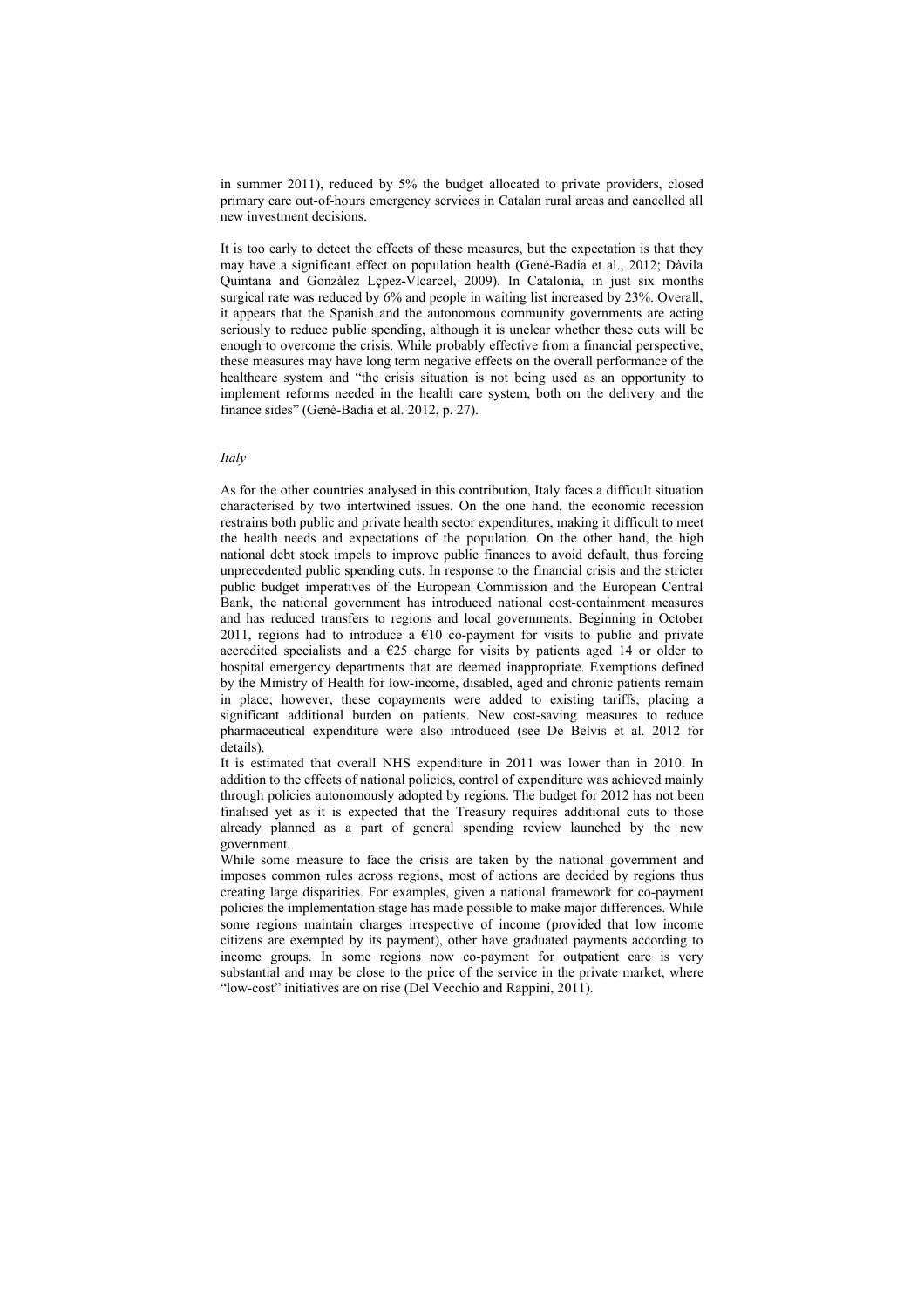in summer 2011), reduced by 5% the budget allocated to private providers, closed primary care out-of-hours emergency services in Catalan rural areas and cancelled all new investment decisions.

It is too early to detect the effects of these measures, but the expectation is that they may have a significant effect on population health (Gené-Badia et al., 2012; Dàvila Quintana and Gonzàlez Lçpez-Vlcarcel, 2009). In Catalonia, in just six months surgical rate was reduced by 6% and people in waiting list increased by 23%. Overall, it appears that the Spanish and the autonomous community governments are acting seriously to reduce public spending, although it is unclear whether these cuts will be enough to overcome the crisis. While probably effective from a financial perspective, these measures may have long term negative effects on the overall performance of the healthcare system and "the crisis situation is not being used as an opportunity to implement reforms needed in the health care system, both on the delivery and the finance sides" (Gené-Badia et al. 2012, p. 27).

*Italy*

As for the other countries analysed in this contribution, Italy faces a difficult situation characterised by two intertwined issues. On the one hand, the economic recession restrains both public and private health sector expenditures, making it difficult to meet the health needs and expectations of the population. On the other hand, the high national debt stock impels to improve public finances to avoid default, thus forcing unprecedented public spending cuts. In response to the financial crisis and the stricter public budget imperatives of the European Commission and the European Central Bank, the national government has introduced national cost-containment measures and has reduced transfers to regions and local governments. Beginning in October 2011, regions had to introduce a €10 co-payment for visits to public and private accredited specialists and a €25 charge for visits by patients aged 14 or older to hospital emergency departments that are deemed inappropriate. Exemptions defined by the Ministry of Health for low-income, disabled, aged and chronic patients remain in place; however, these copayments were added to existing tariffs, placing a significant additional burden on patients. New cost-saving measures to reduce pharmaceutical expenditure were also introduced (see De Belvis et al. 2012 for details).

It is estimated that overall NHS expenditure in 2011 was lower than in 2010. In addition to the effects of national policies, control of expenditure was achieved mainly through policies autonomously adopted by regions. The budget for 2012 has not been finalised yet as it is expected that the Treasury requires additional cuts to those already planned as a part of general spending review launched by the new government.

While some measure to face the crisis are taken by the national government and imposes common rules across regions, most of actions are decided by regions thus creating large disparities. For examples, given a national framework for co-payment policies the implementation stage has made possible to make major differences. While some regions maintain charges irrespective of income (provided that low income citizens are exempted by its payment), other have graduated payments according to income groups. In some regions now co-payment for outpatient care is very substantial and may be close to the price of the service in the private market, where "low-cost" initiatives are on rise (Del Vecchio and Rappini, 2011).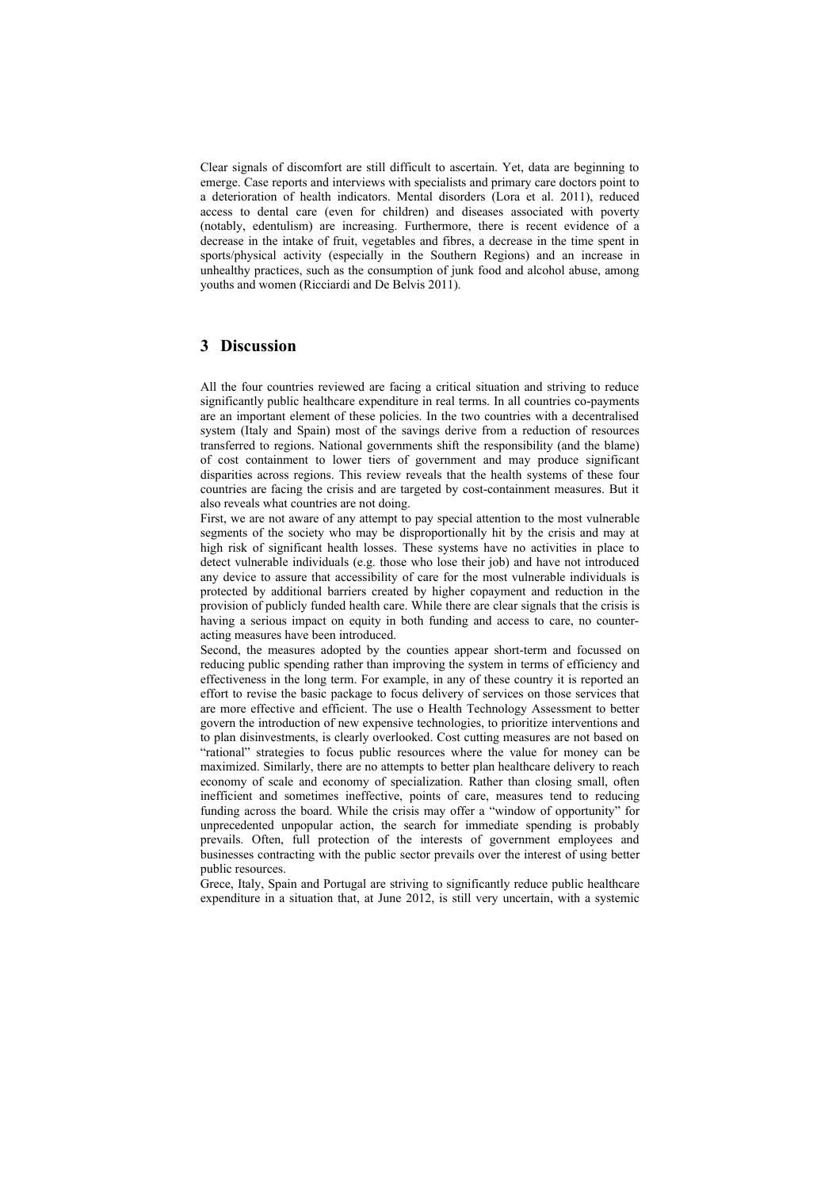Clear signals of discomfort are still difficult to ascertain. Yet, data are beginning to emerge. Case reports and interviews with specialists and primary care doctors point to a deterioration of health indicators. Mental disorders (Lora et al. 2011), reduced access to dental care (even for children) and diseases associated with poverty (notably, edentulism) are increasing. Furthermore, there is recent evidence of a decrease in the intake of fruit, vegetables and fibres, a decrease in the time spent in sports/physical activity (especially in the Southern Regions) and an increase in unhealthy practices, such as the consumption of junk food and alcohol abuse, among youths and women (Ricciardi and De Belvis 2011).

## 3 Discussion

All the four countries reviewed are facing a critical situation and striving to reduce significantly public healthcare expenditure in real terms. In all countries co-payments are an important element of these policies. In the two countries with a decentralised system (Italy and Spain) most of the savings derive from a reduction of resources transferred to regions. National governments shift the responsibility (and the blame) of cost containment to lower tiers of government and may produce significant disparities across regions. This review reveals that the health systems of these four countries are facing the crisis and are targeted by cost-containment measures. But it also reveals what countries are not doing.

First, we are not aware of any attempt to pay special attention to the most vulnerable segments of the society who may be disproportionally hit by the crisis and may at high risk of significant health losses. These systems have no activities in place to detect vulnerable individuals (e.g. those who lose their job) and have not introduced any device to assure that accessibility of care for the most vulnerable individuals is protected by additional barriers created by higher copayment and reduction in the provision of publicly funded health care. While there are clear signals that the crisis is having a serious impact on equity in both funding and access to care, no counter-acting measures have been introduced.

Second, the measures adopted by the counties appear short-term and focussed on reducing public spending rather than improving the system in terms of efficiency and effectiveness in the long term. For example, in any of these country it is reported an effort to revise the basic package to focus delivery of services on those services that are more effective and efficient. The use o Health Technology Assessment to better govern the introduction of new expensive technologies, to prioritize interventions and to plan disinvestments, is clearly overlooked. Cost cutting measures are not based on "rational" strategies to focus public resources where the value for money can be maximized. Similarly, there are no attempts to better plan healthcare delivery to reach economy of scale and economy of specialization. Rather than closing small, often inefficient and sometimes ineffective, points of care, measures tend to reducing funding across the board. While the crisis may offer a "window of opportunity" for unprecedented unpopular action, the search for immediate spending is probably prevails. Often, full protection of the interests of government employees and businesses contracting with the public sector prevails over the interest of using better public resources.

Grece, Italy, Spain and Portugal are striving to significantly reduce public healthcare expenditure in a situation that, at June 2012, is still very uncertain, with a systemic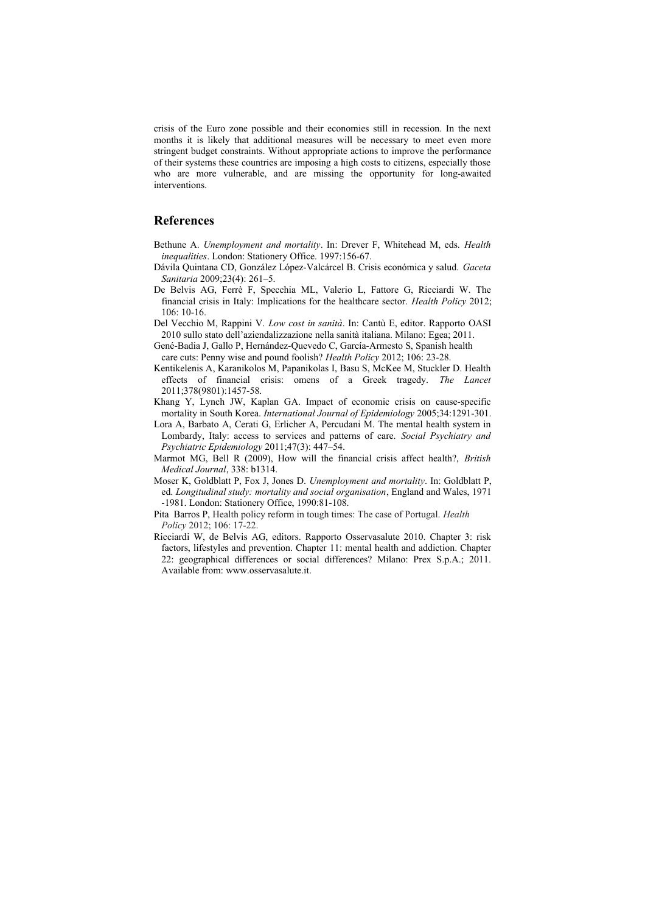crisis of the Euro zone possible and their economies still in recession. In the next months it is likely that additional measures will be necessary to meet even more stringent budget constraints. Without appropriate actions to improve the performance of their systems these countries are imposing a high costs to citizens, especially those who are more vulnerable, and are missing the opportunity for long-awaited interventions.

## References

Bethune A. *Unemployment and mortality*. In: Drever F, Whitehead M, eds. *Health inequalities*. London: Stationery Office. 1997:156-67.

Dávila Quintana CD, González López-Valcárcel B. Crisis económica y salud. *Gaceta Sanitaria* 2009;23(4): 261–5.

De Belvis AG, Ferrè F, Specchia ML, Valerio L, Fattore G, Ricciardi W. The financial crisis in Italy: Implications for the healthcare sector. *Health Policy* 2012; 106: 10-16.

Del Vecchio M, Rappini V. *Low cost in sanità*. In: Cantù E, editor. Rapporto OASI 2010 sullo stato dell'aziendalizzazione nella sanità italiana. Milano: Egea; 2011.

Gené-Badia J, Gallo P, Hernández-Quevedo C, García-Armesto S, Spanish health care cuts: Penny wise and pound foolish? *Health Policy* 2012; 106: 23-28.

Kentikelenis A, Karanikolos M, Papanikolas I, Basu S, McKee M, Stuckler D. Health effects of financial crisis: omens of a Greek tragedy. *The Lancet* 2011;378(9801):1457-58.

Khang Y, Lynch JW, Kaplan GA. Impact of economic crisis on cause-specific mortality in South Korea. *International Journal of Epidemiology* 2005;34:1291-301.

Lora A, Barbato A, Cerati G, Erlicher A, Percudani M. The mental health system in Lombardy, Italy: access to services and patterns of care. *Social Psychiatry and Psychiatric Epidemiology* 2011;47(3): 447–54.

Marmot MG, Bell R (2009), How will the financial crisis affect health?, *British Medical Journal*, 338: b1314.

Moser K, Goldblatt P, Fox J, Jones D. *Unemployment and mortality*. In: Goldblatt P, ed. *Longitudinal study: mortality and social organisation*, England and Wales, 1971 -1981. London: Stationery Office, 1990:81-108.

Pita Barros P, Health policy reform in tough times: The case of Portugal. *Health Policy* 2012; 106: 17-22.

Ricciardi W, de Belvis AG, editors. Rapporto Osservasalute 2010. Chapter 3: risk factors, lifestyles and prevention. Chapter 11: mental health and addiction. Chapter 22: geographical differences or social differences? Milano: Prex S.p.A.; 2011. Available from: www.osservasalute.it.